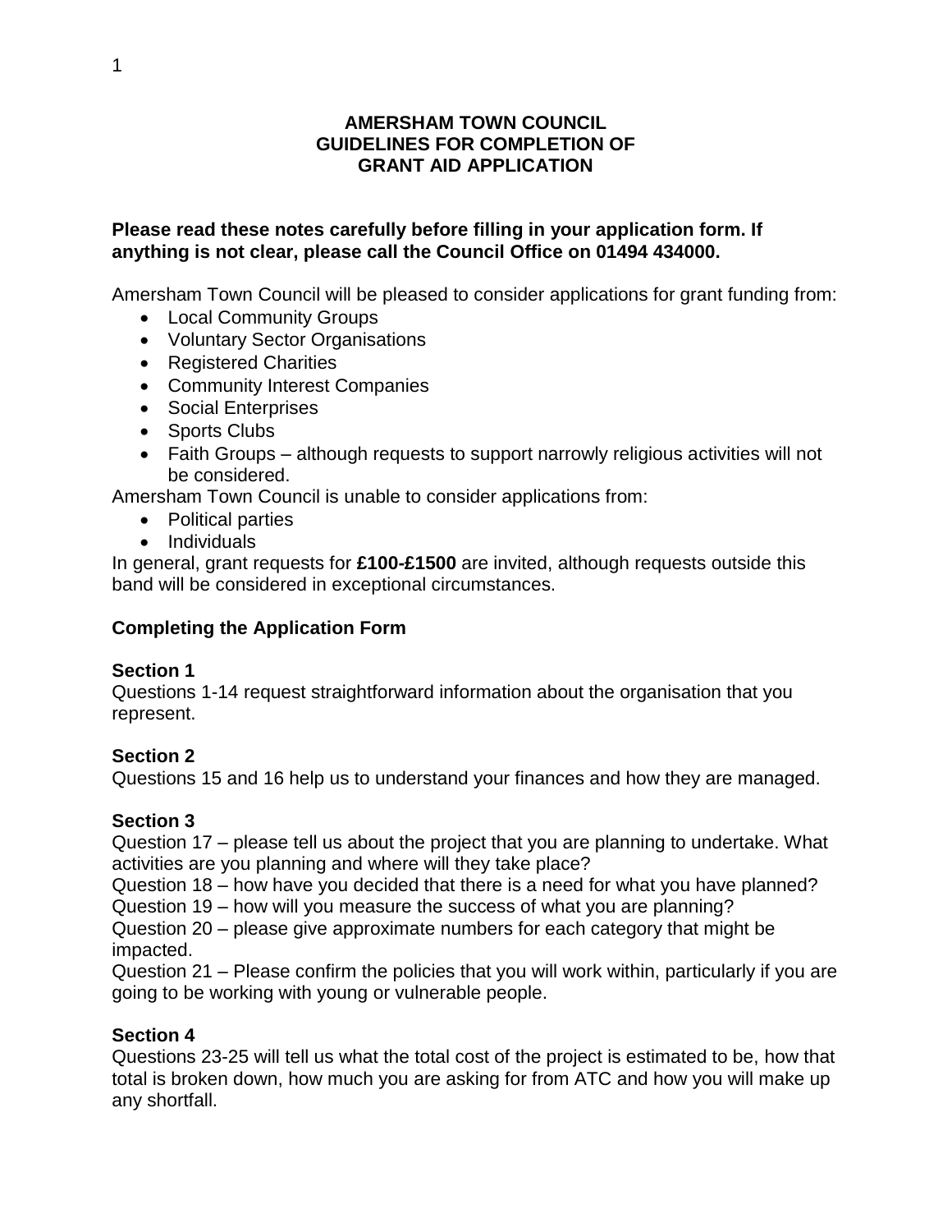# AMERSHAM TOWN COUNCIL
# GUIDELINES FOR COMPLETION OF
# GRANT AID APPLICATION

**Please read these notes carefully before filling in your application form. If anything is not clear, please call the Council Office on 01494 434000.**

Amersham Town Council will be pleased to consider applications for grant funding from:

- Local Community Groups
- Voluntary Sector Organisations
- Registered Charities
- Community Interest Companies
- Social Enterprises
- Sports Clubs
- Faith Groups – although requests to support narrowly religious activities will not be considered.

Amersham Town Council is unable to consider applications from:

- Political parties
- Individuals

In general, grant requests for **£100-£1500** are invited, although requests outside this band will be considered in exceptional circumstances.

## Completing the Application Form

### Section 1

Questions 1-14 request straightforward information about the organisation that you represent.

### Section 2

Questions 15 and 16 help us to understand your finances and how they are managed.

### Section 3

Question 17 – please tell us about the project that you are planning to undertake. What activities are you planning and where will they take place?

Question 18 – how have you decided that there is a need for what you have planned?

Question 19 – how will you measure the success of what you are planning?

Question 20 – please give approximate numbers for each category that might be impacted.

Question 21 – Please confirm the policies that you will work within, particularly if you are going to be working with young or vulnerable people.

### Section 4

Questions 23-25 will tell us what the total cost of the project is estimated to be, how that total is broken down, how much you are asking for from ATC and how you will make up any shortfall.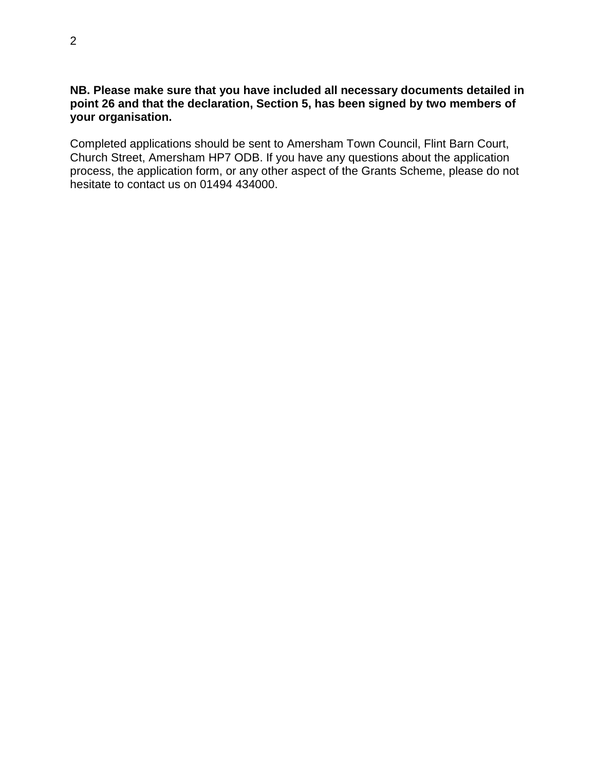**NB. Please make sure that you have included all necessary documents detailed in point 26 and that the declaration, Section 5, has been signed by two members of your organisation.**

Completed applications should be sent to Amersham Town Council, Flint Barn Court, Church Street, Amersham HP7 ODB. If you have any questions about the application process, the application form, or any other aspect of the Grants Scheme, please do not hesitate to contact us on 01494 434000.